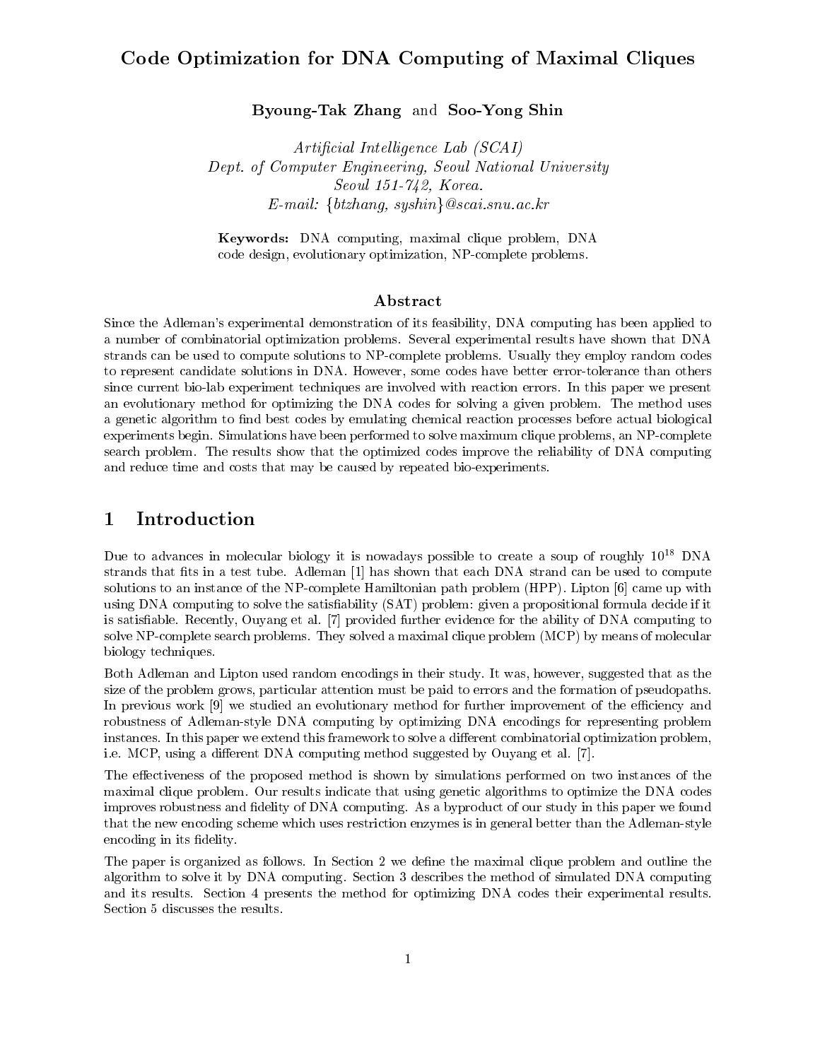# Code Optimization for DNA Computing of Maximal Cliques

**Byoung-Tak Zhang** and **Soo-Yong Shin**

*Artificial Intelligence Lab (SCAI)*
*Dept. of Computer Engineering, Seoul National University*
*Seoul 151-742, Korea.*
*E-mail: {btzhang, syshin}@scai.snu.ac.kr*

**Keywords:** DNA computing, maximal clique problem, DNA code design, evolutionary optimization, NP-complete problems.

## Abstract

Since the Adleman's experimental demonstration of its feasibility, DNA computing has been applied to a number of combinatorial optimization problems. Several experimental results have shown that DNA strands can be used to compute solutions to NP-complete problems. Usually they employ random codes to represent candidate solutions in DNA. However, some codes have better error-tolerance than others since current bio-lab experiment techniques are involved with reaction errors. In this paper we present an evolutionary method for optimizing the DNA codes for solving a given problem. The method uses a genetic algorithm to find best codes by emulating chemical reaction processes before actual biological experiments begin. Simulations have been performed to solve maximum clique problems, an NP-complete search problem. The results show that the optimized codes improve the reliability of DNA computing and reduce time and costs that may be caused by repeated bio-experiments.

## 1 Introduction

Due to advances in molecular biology it is nowadays possible to create a soup of roughly $10^{18}$ DNA strands that fits in a test tube. Adleman [1] has shown that each DNA strand can be used to compute solutions to an instance of the NP-complete Hamiltonian path problem (HPP). Lipton [6] came up with using DNA computing to solve the satisfiability (SAT) problem: given a propositional formula decide if it is satisfiable. Recently, Ouyang et al. [7] provided further evidence for the ability of DNA computing to solve NP-complete search problems. They solved a maximal clique problem (MCP) by means of molecular biology techniques.

Both Adleman and Lipton used random encodings in their study. It was, however, suggested that as the size of the problem grows, particular attention must be paid to errors and the formation of pseudopaths. In previous work [9] we studied an evolutionary method for further improvement of the efficiency and robustness of Adleman-style DNA computing by optimizing DNA encodings for representing problem instances. In this paper we extend this framework to solve a different combinatorial optimization problem, i.e. MCP, using a different DNA computing method suggested by Ouyang et al. [7].

The effectiveness of the proposed method is shown by simulations performed on two instances of the maximal clique problem. Our results indicate that using genetic algorithms to optimize the DNA codes improves robustness and fidelity of DNA computing. As a byproduct of our study in this paper we found that the new encoding scheme which uses restriction enzymes is in general better than the Adleman-style encoding in its fidelity.

The paper is organized as follows. In Section 2 we define the maximal clique problem and outline the algorithm to solve it by DNA computing. Section 3 describes the method of simulated DNA computing and its results. Section 4 presents the method for optimizing DNA codes their experimental results. Section 5 discusses the results.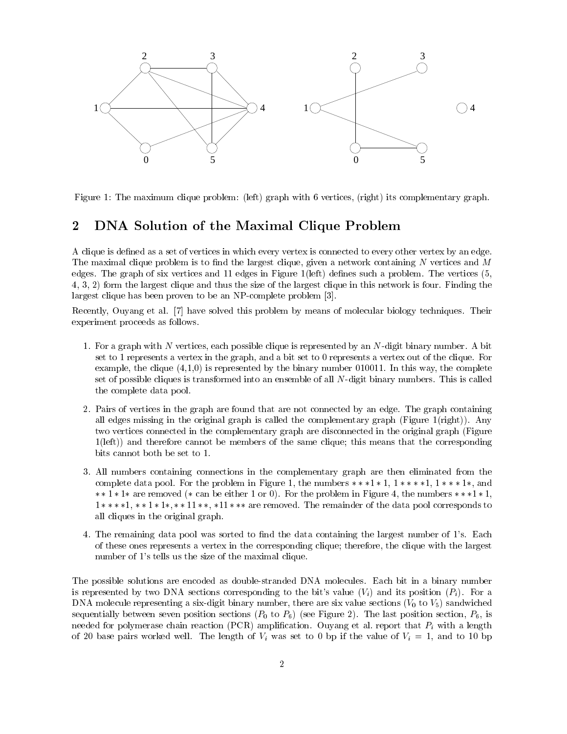Figure 1: The maximum clique problem: (left) graph with 6 vertices, (right) its complementary graph.

## 2 DNA Solution of the Maximal Clique Problem

A clique is defined as a set of vertices in which every vertex is connected to every other vertex by an edge. The maximal clique problem is to find the largest clique, given a network containing $N$ vertices and $M$ edges. The graph of six vertices and 11 edges in Figure 1(left) defines such a problem. The vertices (5, 4, 3, 2) form the largest clique and thus the size of the largest clique in this network is four. Finding the largest clique has been proven to be an NP-complete problem [3].

Recently, Ouyang et al. [7] have solved this problem by means of molecular biology techniques. Their experiment proceeds as follows.

1. For a graph with $N$ vertices, each possible clique is represented by an $N$-digit binary number. A bit set to 1 represents a vertex in the graph, and a bit set to 0 represents a vertex out of the clique. For example, the clique (4,1,0) is represented by the binary number 010011. In this way, the complete set of possible cliques is transformed into an ensemble of all $N$-digit binary numbers. This is called the complete data pool.

2. Pairs of vertices in the graph are found that are not connected by an edge. The graph containing all edges missing in the original graph is called the complementary graph (Figure 1(right)). Any two vertices connected in the complementary graph are disconnected in the original graph (Figure 1(left)) and therefore cannot be members of the same clique; this means that the corresponding bits cannot both be set to 1.

3. All numbers containing connections in the complementary graph are then eliminated from the complete data pool. For the problem in Figure 1, the numbers $***1*1$, $1****1$, $1***1*$, and $**1*1*$ are removed ($*$ can be either 1 or 0). For the problem in Figure 4, the numbers $***1*1$, $1****1$, $**1*1*$, $**11**$, $*11***$ are removed. The remainder of the data pool corresponds to all cliques in the original graph.

4. The remaining data pool was sorted to find the data containing the largest number of 1's. Each of these ones represents a vertex in the corresponding clique; therefore, the clique with the largest number of 1's tells us the size of the maximal clique.

The possible solutions are encoded as double-stranded DNA molecules. Each bit in a binary number is represented by two DNA sections corresponding to the bit's value ($V_i$) and its position ($P_i$). For a DNA molecule representing a six-digit binary number, there are six value sections ($V_0$ to $V_5$) sandwiched sequentially between seven position sections ($P_0$ to $P_6$) (see Figure 2). The last position section, $P_6$, is needed for polymerase chain reaction (PCR) amplification. Ouyang et al. report that $P_i$ with a length of 20 base pairs worked well. The length of $V_i$ was set to 0 bp if the value of $V_i = 1$, and to 10 bp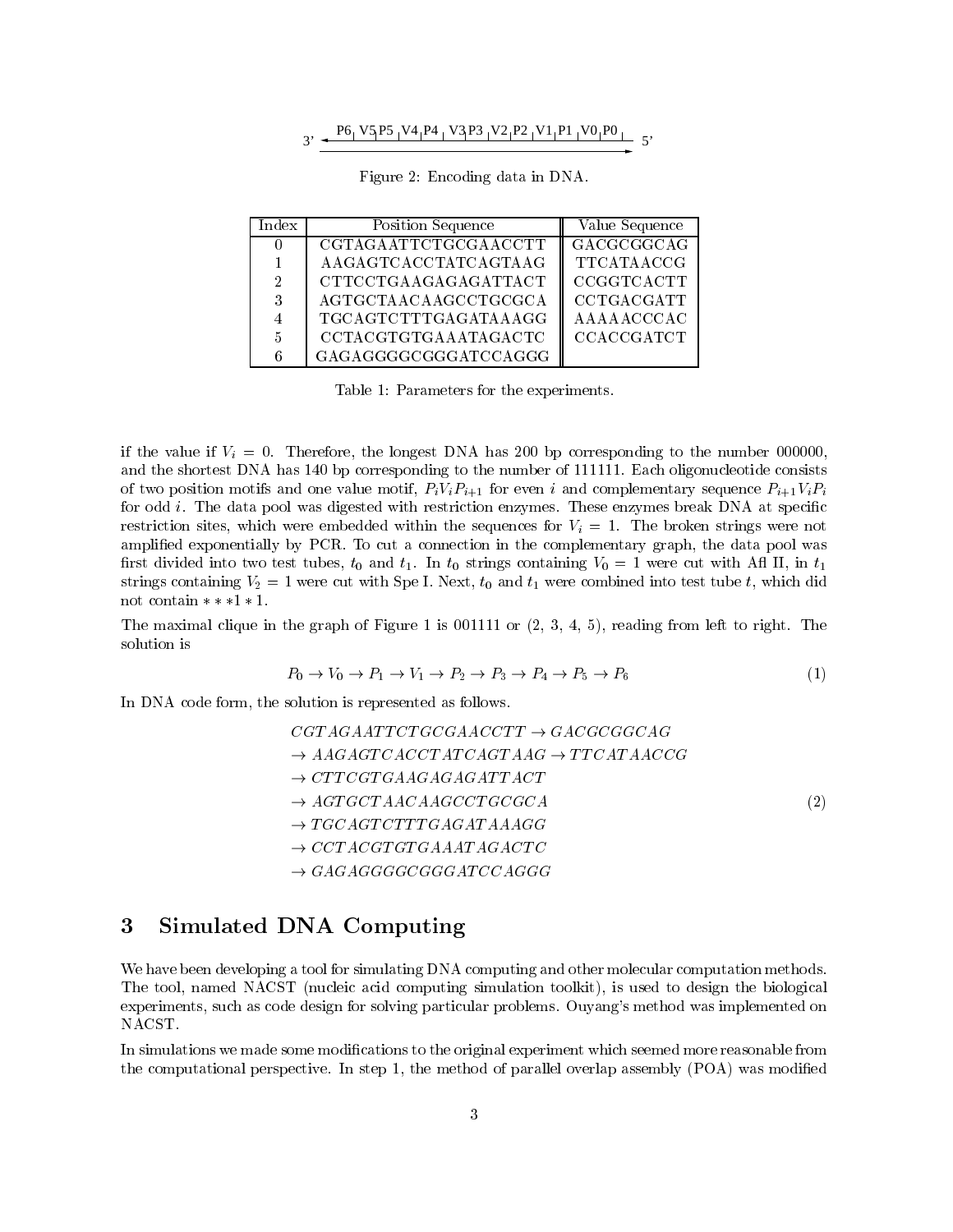3' ← P6 | V5 P5 | V4 | P4 | V3 P3 | V2 | P2 | V1 | P1 | V0 | P0 → 5'

Figure 2: Encoding data in DNA.

| Index | Position Sequence | Value Sequence |
|---|---|---|
| 0 | CGTAGAATTCTGCGAACCTT | GACGCGGCAG |
| 1 | AAGAGTCACCTATCAGTAAG | TTCATAACCG |
| 2 | CTTCCTGAAGAGAGATTACT | CCGGTCACTT |
| 3 | AGTGCTAACAAGCCTGCGCA | CCTGACGATT |
| 4 | TGCAGTCTTTGAGATAAAGG | AAAAACCCAC |
| 5 | CCTACGTGTGAAATAGACTC | CCACCGATCT |
| 6 | GAGAGGGGCGGGATCCAGGG | |

Table 1: Parameters for the experiments.

if the value if $V_i = 0$. Therefore, the longest DNA has 200 bp corresponding to the number 000000, and the shortest DNA has 140 bp corresponding to the number of 111111. Each oligonucleotide consists of two position motifs and one value motif, $P_i V_i P_{i+1}$ for even $i$ and complementary sequence $P_{i+1} V_i P_i$ for odd $i$. The data pool was digested with restriction enzymes. These enzymes break DNA at specific restriction sites, which were embedded within the sequences for $V_i = 1$. The broken strings were not amplified exponentially by PCR. To cut a connection in the complementary graph, the data pool was first divided into two test tubes, $t_0$ and $t_1$. In $t_0$ strings containing $V_0 = 1$ were cut with Afl II, in $t_1$ strings containing $V_2 = 1$ were cut with Spe I. Next, $t_0$ and $t_1$ were combined into test tube $t$, which did not contain $* * * 1 * 1$.

The maximal clique in the graph of Figure 1 is 001111 or (2, 3, 4, 5), reading from left to right. The solution is

$$P_0 \rightarrow V_0 \rightarrow P_1 \rightarrow V_1 \rightarrow P_2 \rightarrow P_3 \rightarrow P_4 \rightarrow P_5 \rightarrow P_6 \tag{1}$$

In DNA code form, the solution is represented as follows.

$$\begin{aligned}
& CGTAGAATTCTGCGAACCTT \rightarrow GACGCGGCAG \\
& \rightarrow AAGAGTCACCTATCAGTAAG \rightarrow TTCATAACCG \\
& \rightarrow CTTCGTGAAGAGAGATTACT \\
& \rightarrow AGTGCTAACAAGCCTGCGCA \\
& \rightarrow TGCAGTCTTTGAGATAAAGG \\
& \rightarrow CCTACGTGTGAAATAGACTC \\
& \rightarrow GAGAGGGGCGGGATCCAGGG
\end{aligned} \tag{2}$$

# 3 Simulated DNA Computing

We have been developing a tool for simulating DNA computing and other molecular computation methods. The tool, named NACST (nucleic acid computing simulation toolkit), is used to design the biological experiments, such as code design for solving particular problems. Ouyang's method was implemented on NACST.

In simulations we made some modifications to the original experiment which seemed more reasonable from the computational perspective. In step 1, the method of parallel overlap assembly (POA) was modified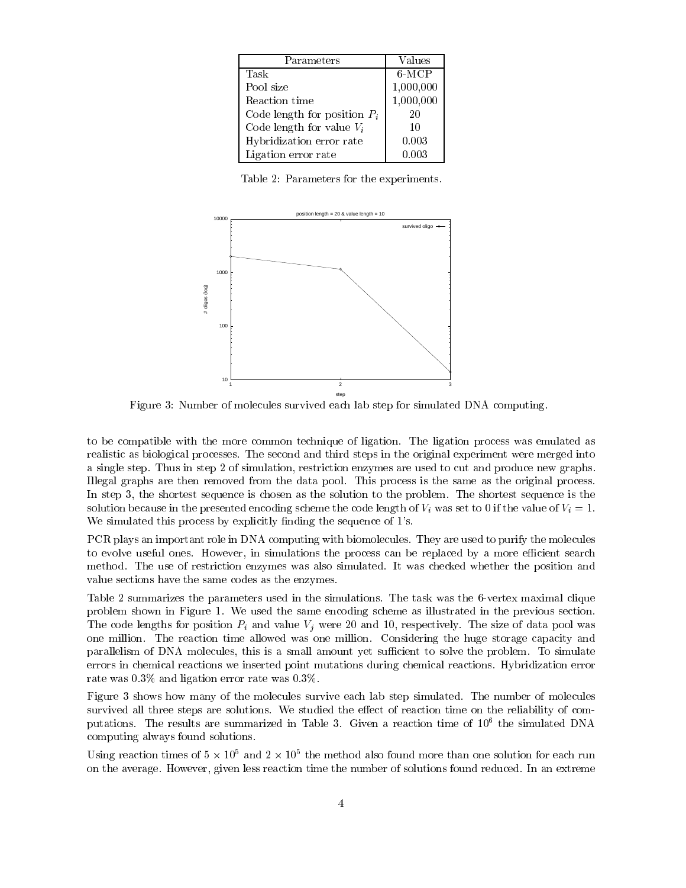| Parameters | Values |
|---|---|
| Task | 6-MCP |
| Pool size | 1,000,000 |
| Reaction time | 1,000,000 |
| Code length for position $P_i$ | 20 |
| Code length for value $V_i$ | 10 |
| Hybridization error rate | 0.003 |
| Ligation error rate | 0.003 |

Table 2: Parameters for the experiments.

Figure 3: Number of molecules survived each lab step for simulated DNA computing.

to be compatible with the more common technique of ligation. The ligation process was emulated as realistic as biological processes. The second and third steps in the original experiment were merged into a single step. Thus in step 2 of simulation, restriction enzymes are used to cut and produce new graphs. Illegal graphs are then removed from the data pool. This process is the same as the original process. In step 3, the shortest sequence is chosen as the solution to the problem. The shortest sequence is the solution because in the presented encoding scheme the code length of $V_i$ was set to 0 if the value of $V_i = 1$. We simulated this process by explicitly finding the sequence of 1's.

PCR plays an important role in DNA computing with biomolecules. They are used to purify the molecules to evolve useful ones. However, in simulations the process can be replaced by a more efficient search method. The use of restriction enzymes was also simulated. It was checked whether the position and value sections have the same codes as the enzymes.

Table 2 summarizes the parameters used in the simulations. The task was the 6-vertex maximal clique problem shown in Figure 1. We used the same encoding scheme as illustrated in the previous section. The code lengths for position $P_i$ and value $V_j$ were 20 and 10, respectively. The size of data pool was one million. The reaction time allowed was one million. Considering the huge storage capacity and parallelism of DNA molecules, this is a small amount yet sufficient to solve the problem. To simulate errors in chemical reactions we inserted point mutations during chemical reactions. Hybridization error rate was 0.3% and ligation error rate was 0.3%.

Figure 3 shows how many of the molecules survive each lab step simulated. The number of molecules survived all three steps are solutions. We studied the effect of reaction time on the reliability of computations. The results are summarized in Table 3. Given a reaction time of $10^6$ the simulated DNA computing always found solutions.

Using reaction times of $5 \times 10^5$ and $2 \times 10^5$ the method also found more than one solution for each run on the average. However, given less reaction time the number of solutions found reduced. In an extreme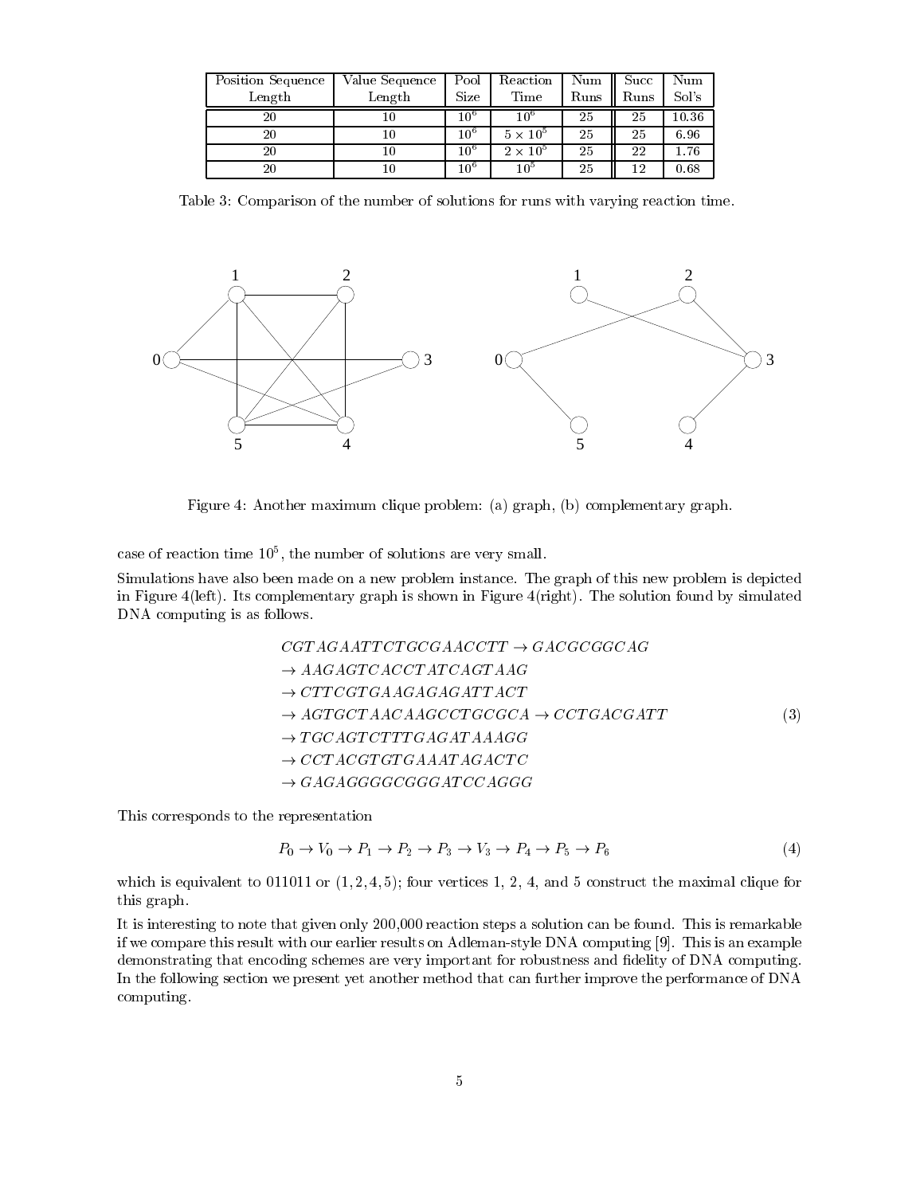| Position Sequence Length | Value Sequence Length | Pool Size | Reaction Time | Num Runs | Succ Runs | Num Sol's |
|---|---|---|---|---|---|---|
| 20 | 10 | $10^6$ | $10^6$ | 25 | 25 | 10.36 |
| 20 | 10 | $10^6$ | $5 \times 10^5$ | 25 | 25 | 6.96 |
| 20 | 10 | $10^6$ | $2 \times 10^5$ | 25 | 22 | 1.76 |
| 20 | 10 | $10^6$ | $10^5$ | 25 | 12 | 0.68 |

Table 3: Comparison of the number of solutions for runs with varying reaction time.

Figure 4: Another maximum clique problem: (a) graph, (b) complementary graph.

case of reaction time $10^5$, the number of solutions are very small.

Simulations have also been made on a new problem instance. The graph of this new problem is depicted in Figure 4(left). Its complementary graph is shown in Figure 4(right). The solution found by simulated DNA computing is as follows.

$$
\begin{aligned}
& CGTAGAATTCTGCGAACCTT \rightarrow GACGCGGCAG \\
& \rightarrow AAGAGTCACCTATCAGTAAG \\
& \rightarrow CTTCGTGAAGAGAGATTACT \\
& \rightarrow AGTGCTAACAAGCCTGCGCA \rightarrow CCTGACGATT \\
& \rightarrow TGCAGTCTTTGAGATAAAGG \\
& \rightarrow CCTACGTGTGAAATAGACTC \\
& \rightarrow GAGAGGGGCGGGATCCAGGG
\end{aligned}
\tag{3}
$$

This corresponds to the representation

$$
P_0 \rightarrow V_0 \rightarrow P_1 \rightarrow P_2 \rightarrow P_3 \rightarrow V_3 \rightarrow P_4 \rightarrow P_5 \rightarrow P_6 \tag{4}
$$

which is equivalent to 011011 or $(1, 2, 4, 5)$; four vertices 1, 2, 4, and 5 construct the maximal clique for this graph.

It is interesting to note that given only 200,000 reaction steps a solution can be found. This is remarkable if we compare this result with our earlier results on Adleman-style DNA computing [9]. This is an example demonstrating that encoding schemes are very important for robustness and fidelity of DNA computing. In the following section we present yet another method that can further improve the performance of DNA computing.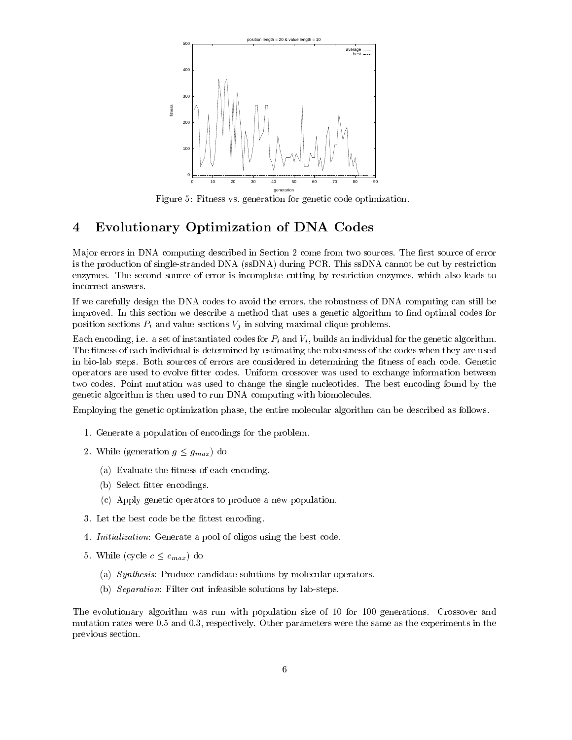Figure 5: Fitness vs. generation for genetic code optimization.

## 4 Evolutionary Optimization of DNA Codes

Major errors in DNA computing described in Section 2 come from two sources. The first source of error is the production of single-stranded DNA (ssDNA) during PCR. This ssDNA cannot be cut by restriction enzymes. The second source of error is incomplete cutting by restriction enzymes, which also leads to incorrect answers.

If we carefully design the DNA codes to avoid the errors, the robustness of DNA computing can still be improved. In this section we describe a method that uses a genetic algorithm to find optimal codes for position sections $P_i$ and value sections $V_j$ in solving maximal clique problems.

Each encoding, i.e. a set of instantiated codes for $P_i$ and $V_i$, builds an individual for the genetic algorithm. The fitness of each individual is determined by estimating the robustness of the codes when they are used in bio-lab steps. Both sources of errors are considered in determining the fitness of each code. Genetic operators are used to evolve fitter codes. Uniform crossover was used to exchange information between two codes. Point mutation was used to change the single nucleotides. The best encoding found by the genetic algorithm is then used to run DNA computing with biomolecules.

Employing the genetic optimization phase, the entire molecular algorithm can be described as follows.

1. Generate a population of encodings for the problem.
2. While (generation $g \leq g_{max}$) do
   (a) Evaluate the fitness of each encoding.
   (b) Select fitter encodings.
   (c) Apply genetic operators to produce a new population.
3. Let the best code be the fittest encoding.
4. *Initialization*: Generate a pool of oligos using the best code.
5. While (cycle $c \leq c_{max}$) do
   (a) *Synthesis*: Produce candidate solutions by molecular operators.
   (b) *Separation*: Filter out infeasible solutions by lab-steps.

The evolutionary algorithm was run with population size of 10 for 100 generations. Crossover and mutation rates were 0.5 and 0.3, respectively. Other parameters were the same as the experiments in the previous section.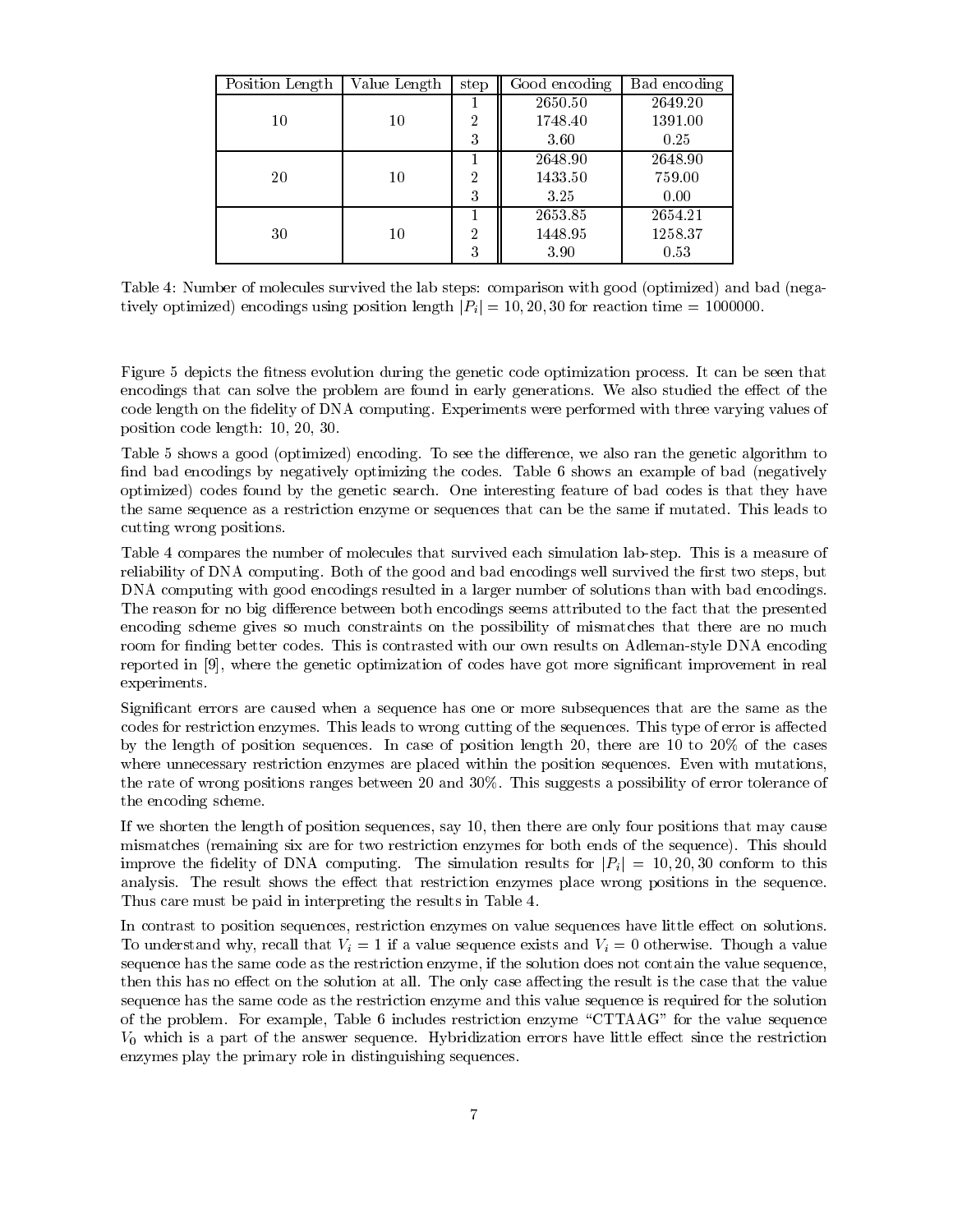| Position Length | Value Length | step | Good encoding | Bad encoding |
|---|---|---|---|---|
| 10 | 10 | 1 | 2650.50 | 2649.20 |
| | | 2 | 1748.40 | 1391.00 |
| | | 3 | 3.60 | 0.25 |
| 20 | 10 | 1 | 2648.90 | 2648.90 |
| | | 2 | 1433.50 | 759.00 |
| | | 3 | 3.25 | 0.00 |
| 30 | 10 | 1 | 2653.85 | 2654.21 |
| | | 2 | 1448.95 | 1258.37 |
| | | 3 | 3.90 | 0.53 |

Table 4: Number of molecules survived the lab steps: comparison with good (optimized) and bad (negatively optimized) encodings using position length $|P_i| = 10, 20, 30$ for reaction time = 1000000.

Figure 5 depicts the fitness evolution during the genetic code optimization process. It can be seen that encodings that can solve the problem are found in early generations. We also studied the effect of the code length on the fidelity of DNA computing. Experiments were performed with three varying values of position code length: 10, 20, 30.

Table 5 shows a good (optimized) encoding. To see the difference, we also ran the genetic algorithm to find bad encodings by negatively optimizing the codes. Table 6 shows an example of bad (negatively optimized) codes found by the genetic search. One interesting feature of bad codes is that they have the same sequence as a restriction enzyme or sequences that can be the same if mutated. This leads to cutting wrong positions.

Table 4 compares the number of molecules that survived each simulation lab-step. This is a measure of reliability of DNA computing. Both of the good and bad encodings well survived the first two steps, but DNA computing with good encodings resulted in a larger number of solutions than with bad encodings. The reason for no big difference between both encodings seems attributed to the fact that the presented encoding scheme gives so much constraints on the possibility of mismatches that there are no much room for finding better codes. This is contrasted with our own results on Adleman-style DNA encoding reported in [9], where the genetic optimization of codes have got more significant improvement in real experiments.

Significant errors are caused when a sequence has one or more subsequences that are the same as the codes for restriction enzymes. This leads to wrong cutting of the sequences. This type of error is affected by the length of position sequences. In case of position length 20, there are 10 to 20% of the cases where unnecessary restriction enzymes are placed within the position sequences. Even with mutations, the rate of wrong positions ranges between 20 and 30%. This suggests a possibility of error tolerance of the encoding scheme.

If we shorten the length of position sequences, say 10, then there are only four positions that may cause mismatches (remaining six are for two restriction enzymes for both ends of the sequence). This should improve the fidelity of DNA computing. The simulation results for $|P_i| = 10, 20, 30$ conform to this analysis. The result shows the effect that restriction enzymes place wrong positions in the sequence. Thus care must be paid in interpreting the results in Table 4.

In contrast to position sequences, restriction enzymes on value sequences have little effect on solutions. To understand why, recall that $V_i = 1$ if a value sequence exists and $V_i = 0$ otherwise. Though a value sequence has the same code as the restriction enzyme, if the solution does not contain the value sequence, then this has no effect on the solution at all. The only case affecting the result is the case that the value sequence has the same code as the restriction enzyme and this value sequence is required for the solution of the problem. For example, Table 6 includes restriction enzyme "CTTAAG" for the value sequence $V_0$ which is a part of the answer sequence. Hybridization errors have little effect since the restriction enzymes play the primary role in distinguishing sequences.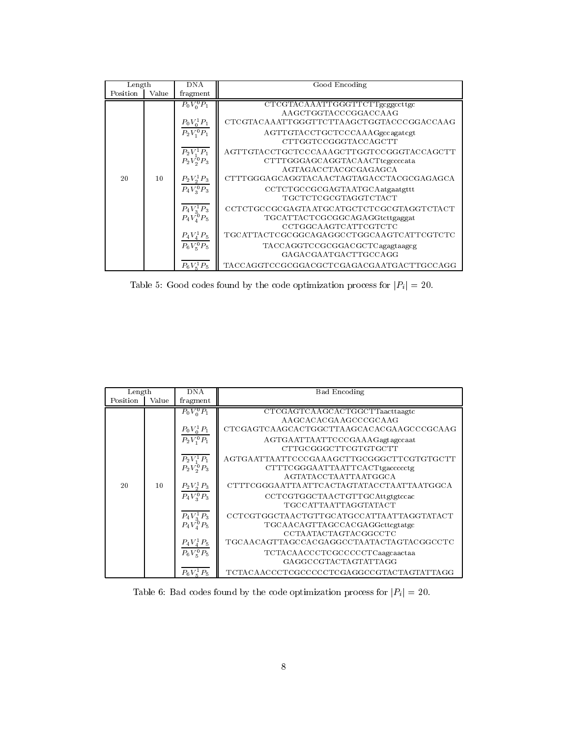| Length | | DNA | Good Encoding |
|---|---|---|---|
| Position | Value | fragment | |
| 20 | 10 | $P_0 V_0^0 P_1$ | CTCGTACAAATTGGGTTCTTgcggccttgc<br>AAGCTGGTACCCGGACCAAG |
| | | $P_0 V_0^1 P_1$ | CTCGTACAAATTGGGTTCTTAAGCTGGTACCCGGACCAAG |
| | | $\overline{P_2 V_1^0 P_1}$ | AGTTGTACCTGCTCCCAAAGgccagatcgt<br>CTTGGTCCGGGTACCAGCTT |
| | | $\overline{P_2 V_1^1 P_1}$ | AGTTGTACCTGCTCCCAAAGCTTGGTCCGGGTACCAGCTT |
| | | $P_2 V_2^0 P_3$ | CTTTGGGAGCAGGTACAACTtcgccccata<br>AGTAGACCTACGCGAGAGCA |
| | | $P_2 V_2^1 P_3$ | CTTTGGGAGCAGGTACAACTAGTAGACCTACGCGAGAGCA |
| | | $\overline{P_4 V_3^0 P_3}$ | CCTCTGCCGCGAGTAATGCAatgaatgttt<br>TGCTCTCGCGTAGGTCTACT |
| | | $\overline{P_4 V_3^1 P_3}$ | CCTCTGCCGCGAGTAATGCATGCTCTCGCGTAGGTCTACT |
| | | $P_4 V_4^0 P_5$ | TGCATTACTCGCGGCAGAGGtcttgaggat<br>CCTGGCAAGTCATTCGTCTC |
| | | $P_4 V_4^1 P_5$ | TGCATTACTCGCGGCAGAGGCCTGGCAAGTCATTCGTCTC |
| | | $\overline{P_6 V_5^0 P_5}$ | TACCAGGTCCGCGGACGCTCagagtaagcg<br>GAGACGAATGACTTGCCAGG |
| | | $\overline{P_6 V_5^1 P_5}$ | TACCAGGTCCGCGGACGCTCGAGACGAATGACTTGCCAGG |

Table 5: Good codes found by the code optimization process for $|P_i| = 20$.

| Length | | DNA | Bad Encoding |
|---|---|---|---|
| Position | Value | fragment | |
| 20 | 10 | $P_0 V_0^0 P_1$ | CTCGAGTCAAGCACTGGCTTaacttaagtc<br>AAGCACACGAAGCCCGCAAG |
| | | $P_0 V_0^1 P_1$ | CTCGAGTCAAGCACTGGCTTAAGCACACGAAGCCCGCAAG |
| | | $\overline{P_2 V_1^0 P_1}$ | AGTGAATTAATTCCCGAAAGagtagccaat<br>CTTGCGGGCTTCGTGTGCTT |
| | | $\overline{P_2 V_1^1 P_1}$ | AGTGAATTAATTCCCGAAAGCTTGCGGGCTTCGTGTGCTT |
| | | $P_2 V_2^0 P_3$ | CTTTCGGGAATTAATTCACTtgaccccctg<br>AGTATACCTAATTAATGGCA |
| | | $P_2 V_2^1 P_3$ | CTTTCGGGAATTAATTCACTAGTATACCTAATTAATGGCA |
| | | $\overline{P_4 V_3^0 P_3}$ | CCTCGTGGCTAACTGTTGCAttgtgtccac<br>TGCCATTAATTAGGTATACT |
| | | $\overline{P_4 V_3^1 P_3}$ | CCTCGTGGCTAACTGTTGCATGCCATTAATTAGGTATACT |
| | | $P_4 V_4^0 P_5$ | TGCAACAGTTAGCCACGAGGcttcgtatgc<br>CCTAATACTAGTACGGCCTC |
| | | $P_4 V_4^1 P_5$ | TGCAACAGTTAGCCACGAGGCCTAATACTAGTACGGCCTC |
| | | $\overline{P_6 V_5^0 P_5}$ | TCTACAACCCTCGCCCCCTCaagcaactaa<br>GAGGCCGTACTAGTATTAGG |
| | | $\overline{P_6 V_5^1 P_5}$ | TCTACAACCCTCGCCCCCTCGAGGCCGTACTAGTATTAGG |

Table 6: Bad codes found by the code optimization process for $|P_i| = 20$.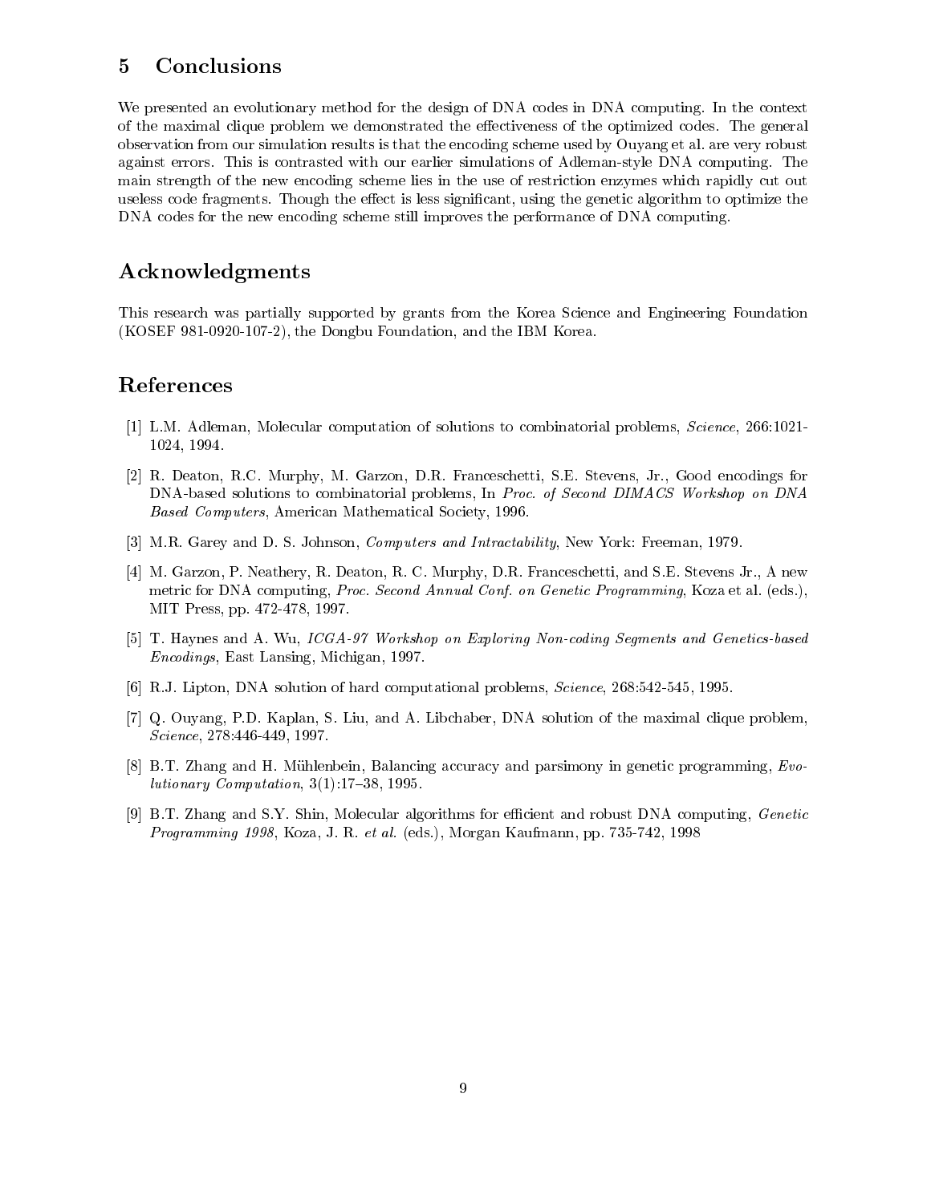## 5 Conclusions

We presented an evolutionary method for the design of DNA codes in DNA computing. In the context of the maximal clique problem we demonstrated the effectiveness of the optimized codes. The general observation from our simulation results is that the encoding scheme used by Ouyang et al. are very robust against errors. This is contrasted with our earlier simulations of Adleman-style DNA computing. The main strength of the new encoding scheme lies in the use of restriction enzymes which rapidly cut out useless code fragments. Though the effect is less significant, using the genetic algorithm to optimize the DNA codes for the new encoding scheme still improves the performance of DNA computing.

## Acknowledgments

This research was partially supported by grants from the Korea Science and Engineering Foundation (KOSEF 981-0920-107-2), the Dongbu Foundation, and the IBM Korea.

## References

[1] L.M. Adleman, Molecular computation of solutions to combinatorial problems, *Science*, 266:1021-1024, 1994.

[2] R. Deaton, R.C. Murphy, M. Garzon, D.R. Franceschetti, S.E. Stevens, Jr., Good encodings for DNA-based solutions to combinatorial problems, In *Proc. of Second DIMACS Workshop on DNA Based Computers*, American Mathematical Society, 1996.

[3] M.R. Garey and D. S. Johnson, *Computers and Intractability*, New York: Freeman, 1979.

[4] M. Garzon, P. Neathery, R. Deaton, R. C. Murphy, D.R. Franceschetti, and S.E. Stevens Jr., A new metric for DNA computing, *Proc. Second Annual Conf. on Genetic Programming*, Koza et al. (eds.), MIT Press, pp. 472-478, 1997.

[5] T. Haynes and A. Wu, *ICGA-97 Workshop on Exploring Non-coding Segments and Genetics-based Encodings*, East Lansing, Michigan, 1997.

[6] R.J. Lipton, DNA solution of hard computational problems, *Science*, 268:542-545, 1995.

[7] Q. Ouyang, P.D. Kaplan, S. Liu, and A. Libchaber, DNA solution of the maximal clique problem, *Science*, 278:446-449, 1997.

[8] B.T. Zhang and H. Mühlenbein, Balancing accuracy and parsimony in genetic programming, *Evolutionary Computation*, 3(1):17–38, 1995.

[9] B.T. Zhang and S.Y. Shin, Molecular algorithms for efficient and robust DNA computing, *Genetic Programming 1998*, Koza, J. R. *et al.* (eds.), Morgan Kaufmann, pp. 735-742, 1998